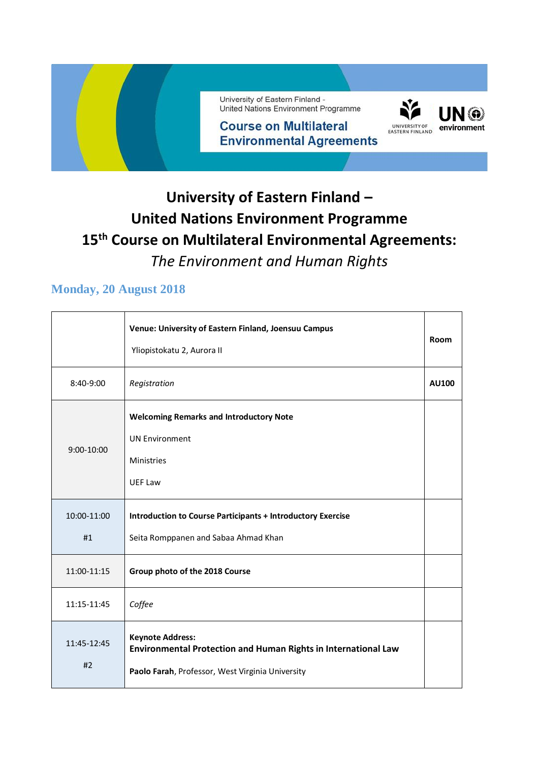University of Eastern Finland - United Nations Environment Programme

Course on Multilateral Environmental Agreements

# University of Eastern Finland – United Nations Environment Programme 15th Course on Multilateral Environmental Agreements:

*The Environment and Human Rights*

## Monday, 20 August 2018

| | **Venue: University of Eastern Finland, Joensuu Campus**<br><br>Yliopistokatu 2, Aurora II | **Room** |
|---|---|---|
| 8:40-9:00 | *Registration* | **AU100** |
| 9:00-10:00 | **Welcoming Remarks and Introductory Note**<br><br>UN Environment<br><br>Ministries<br><br>UEF Law | |
| 10:00-11:00<br><br>#1 | **Introduction to Course Participants + Introductory Exercise**<br><br>Seita Romppanen and Sabaa Ahmad Khan | |
| 11:00-11:15 | **Group photo of the 2018 Course** | |
| 11:15-11:45 | *Coffee* | |
| 11:45-12:45<br><br>#2 | **Keynote Address:**<br>**Environmental Protection and Human Rights in International Law**<br><br>**Paolo Farah**, Professor, West Virginia University | |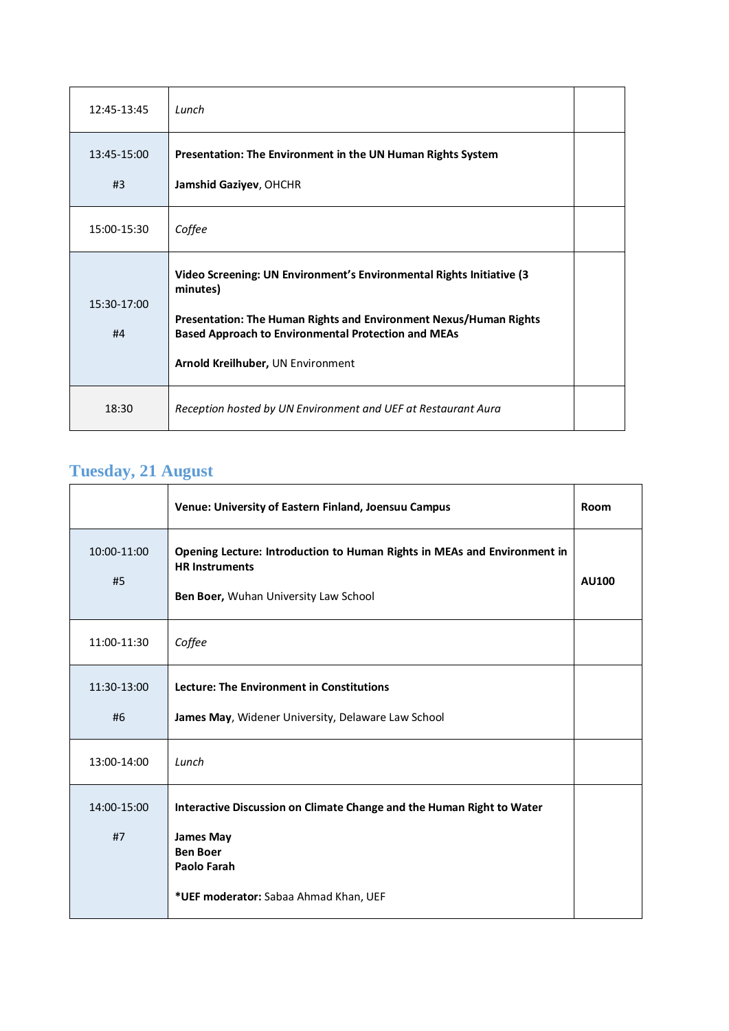| | | |
|---|---|---|
| 12:45-13:45 | *Lunch* | |
| 13:45-15:00<br><br>#3 | **Presentation: The Environment in the UN Human Rights System**<br><br>**Jamshid Gaziyev**, OHCHR | |
| 15:00-15:30 | *Coffee* | |
| 15:30-17:00<br><br>#4 | **Video Screening: UN Environment's Environmental Rights Initiative (3 minutes)**<br><br>**Presentation: The Human Rights and Environment Nexus/Human Rights Based Approach to Environmental Protection and MEAs**<br><br>**Arnold Kreilhuber,** UN Environment | |
| 18:30 | *Reception hosted by UN Environment and UEF at Restaurant Aura* | |

## Tuesday, 21 August

| | **Venue: University of Eastern Finland, Joensuu Campus** | **Room** |
|---|---|---|
| 10:00-11:00<br><br>#5 | **Opening Lecture: Introduction to Human Rights in MEAs and Environment in HR Instruments**<br><br>**Ben Boer,** Wuhan University Law School | **AU100** |
| 11:00-11:30 | *Coffee* | |
| 11:30-13:00<br><br>#6 | **Lecture: The Environment in Constitutions**<br><br>**James May**, Widener University, Delaware Law School | |
| 13:00-14:00 | *Lunch* | |
| 14:00-15:00<br><br>#7 | **Interactive Discussion on Climate Change and the Human Right to Water**<br><br>**James May**<br>**Ben Boer**<br>**Paolo Farah**<br><br>***UEF moderator:** Sabaa Ahmad Khan, UEF | |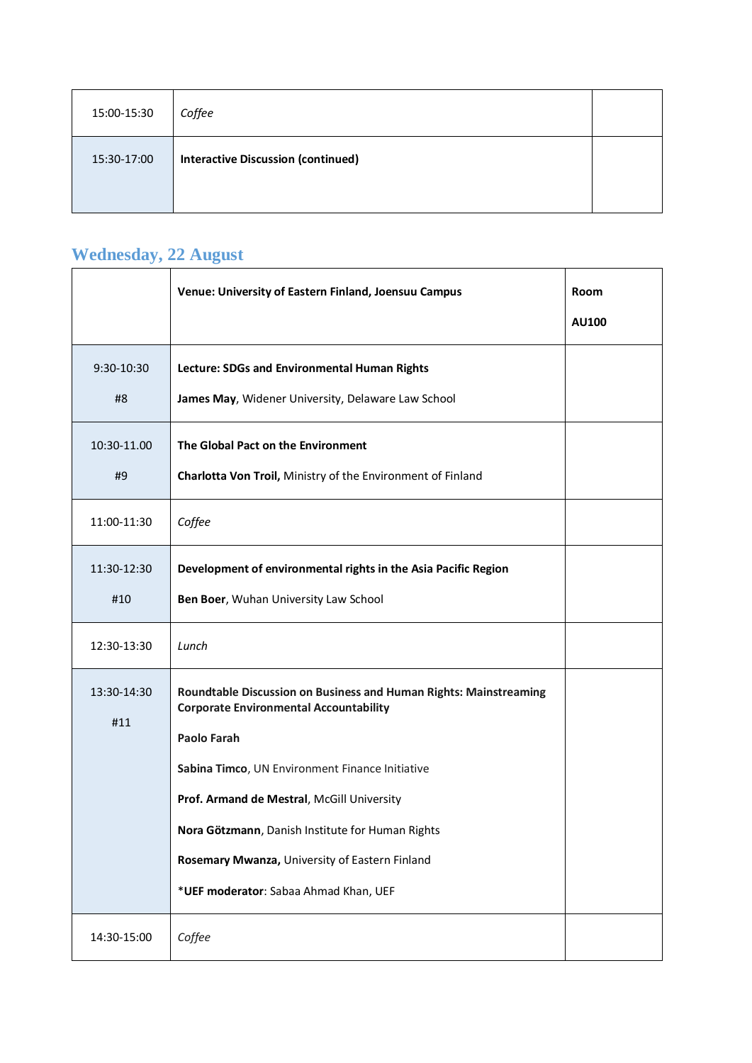| | | |
|---|---|---|
| 15:00-15:30 | *Coffee* | |
| 15:30-17:00 | **Interactive Discussion (continued)** | |

## Wednesday, 22 August

| | **Venue: University of Eastern Finland, Joensuu Campus** | **Room AU100** |
|---|---|---|
| 9:30-10:30 #8 | **Lecture: SDGs and Environmental Human Rights** **James May**, Widener University, Delaware Law School | |
| 10:30-11.00 #9 | **The Global Pact on the Environment** **Charlotta Von Troil,** Ministry of the Environment of Finland | |
| 11:00-11:30 | *Coffee* | |
| 11:30-12:30 #10 | **Development of environmental rights in the Asia Pacific Region** **Ben Boer**, Wuhan University Law School | |
| 12:30-13:30 | *Lunch* | |
| 13:30-14:30 #11 | **Roundtable Discussion on Business and Human Rights: Mainstreaming Corporate Environmental Accountability** **Paolo Farah** **Sabina Timco**, UN Environment Finance Initiative **Prof. Armand de Mestral**, McGill University **Nora Götzmann**, Danish Institute for Human Rights **Rosemary Mwanza,** University of Eastern Finland *__UEF moderator__: Sabaa Ahmad Khan, UEF | |
| 14:30-15:00 | *Coffee* | |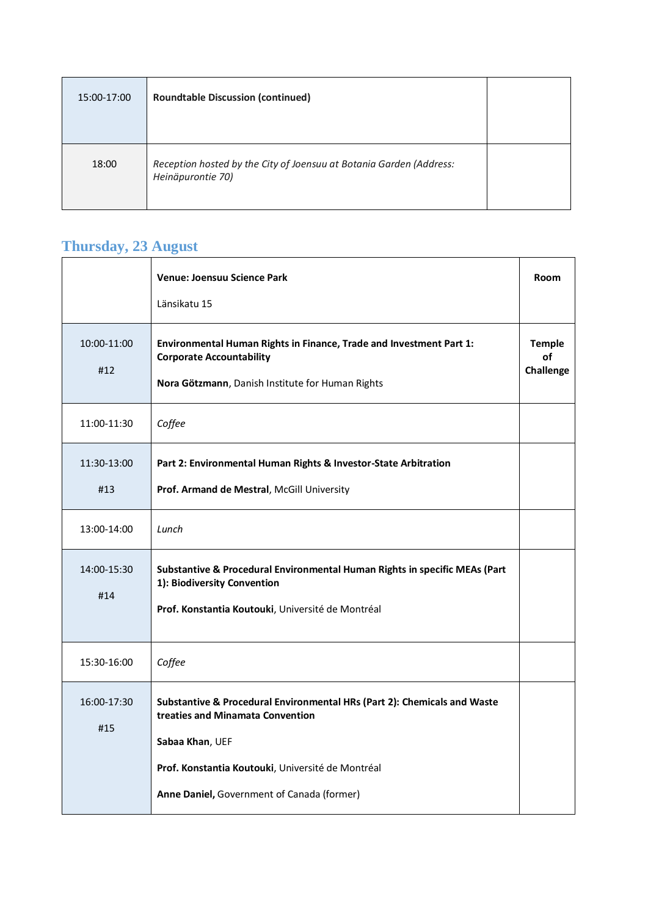| | | |
|---|---|---|
| 15:00-17:00 | **Roundtable Discussion (continued)** | |
| 18:00 | *Reception hosted by the City of Joensuu at Botania Garden (Address: Heinäpurontie 70)* | |

## Thursday, 23 August

| | **Venue: Joensuu Science Park**<br><br>Länsikatu 15 | **Room** |
|---|---|---|
| 10:00-11:00<br><br>#12 | **Environmental Human Rights in Finance, Trade and Investment Part 1: Corporate Accountability**<br><br>**Nora Götzmann**, Danish Institute for Human Rights | **Temple of Challenge** |
| 11:00-11:30 | *Coffee* | |
| 11:30-13:00<br><br>#13 | **Part 2: Environmental Human Rights & Investor-State Arbitration**<br><br>**Prof. Armand de Mestral**, McGill University | |
| 13:00-14:00 | *Lunch* | |
| 14:00-15:30<br><br>#14 | **Substantive & Procedural Environmental Human Rights in specific MEAs (Part 1): Biodiversity Convention**<br><br>**Prof. Konstantia Koutouki**, Université de Montréal | |
| 15:30-16:00 | *Coffee* | |
| 16:00-17:30<br><br>#15 | **Substantive & Procedural Environmental HRs (Part 2): Chemicals and Waste treaties and Minamata Convention**<br><br>**Sabaa Khan**, UEF<br><br>**Prof. Konstantia Koutouki**, Université de Montréal<br><br>**Anne Daniel,** Government of Canada (former) | |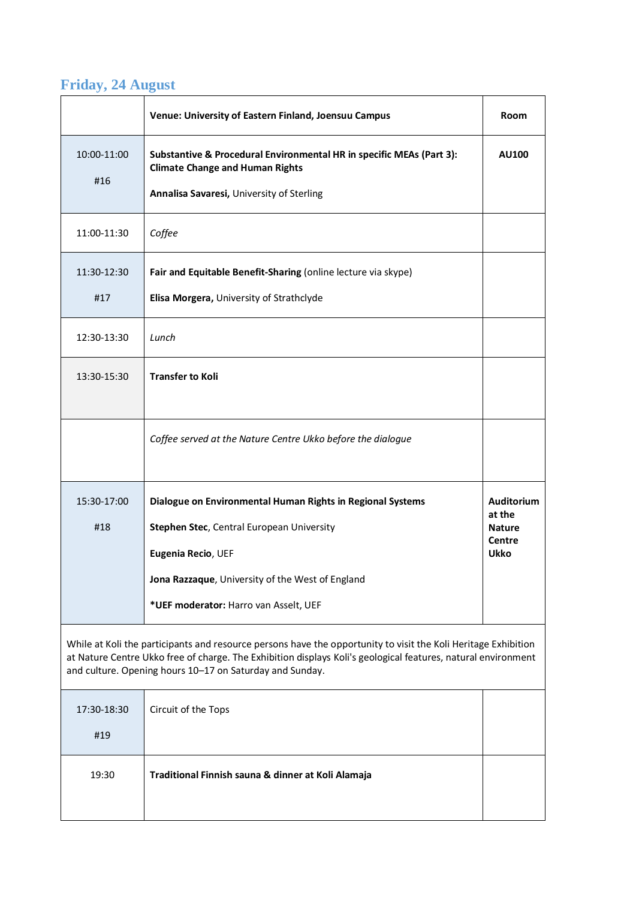## Friday, 24 August

| | Venue: University of Eastern Finland, Joensuu Campus | Room |
|---|---|---|
| 10:00-11:00<br><br>#16 | **Substantive & Procedural Environmental HR in specific MEAs (Part 3): Climate Change and Human Rights**<br><br>**Annalisa Savaresi,** University of Sterling | **AU100** |
| 11:00-11:30 | *Coffee* | |
| 11:30-12:30<br><br>#17 | **Fair and Equitable Benefit-Sharing** (online lecture via skype)<br><br>**Elisa Morgera,** University of Strathclyde | |
| 12:30-13:30 | *Lunch* | |
| 13:30-15:30 | **Transfer to Koli** | |
| | *Coffee served at the Nature Centre Ukko before the dialogue* | |
| 15:30-17:00<br><br>#18 | **Dialogue on Environmental Human Rights in Regional Systems**<br><br>**Stephen Stec**, Central European University<br><br>**Eugenia Recio**, UEF<br><br>**Jona Razzaque**, University of the West of England<br><br>***UEF moderator:** Harro van Asselt, UEF | **Auditorium at the Nature Centre Ukko** |
| While at Koli the participants and resource persons have the opportunity to visit the Koli Heritage Exhibition at Nature Centre Ukko free of charge. The Exhibition displays Koli's geological features, natural environment and culture. Opening hours 10–17 on Saturday and Sunday. | | |
| 17:30-18:30<br><br>#19 | Circuit of the Tops | |
| 19:30 | **Traditional Finnish sauna & dinner at Koli Alamaja** | |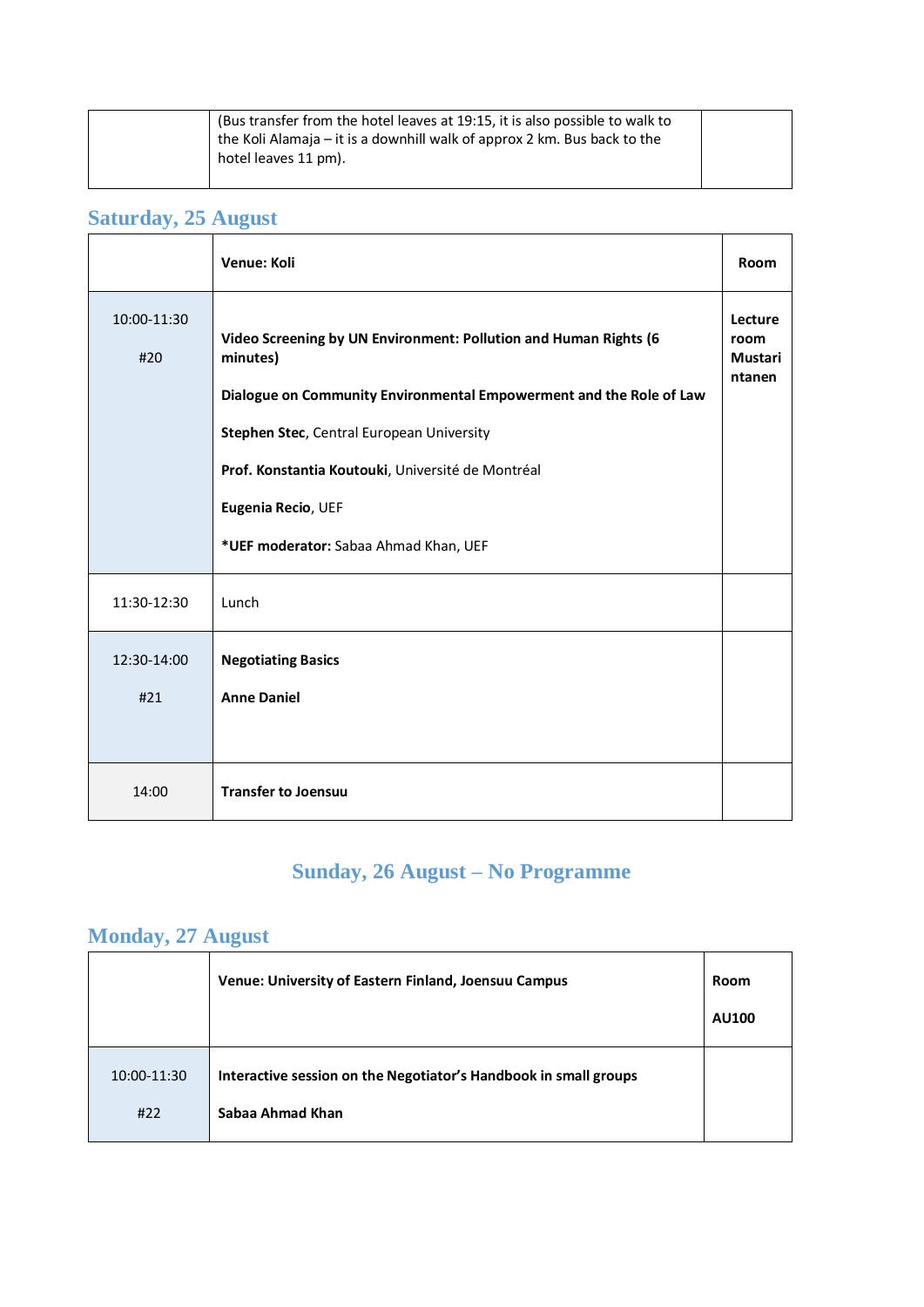| | (Bus transfer from the hotel leaves at 19:15, it is also possible to walk to the Koli Alamaja – it is a downhill walk of approx 2 km. Bus back to the hotel leaves 11 pm). | |
|---|---|---|

## Saturday, 25 August

| | **Venue: Koli** | **Room** |
|---|---|---|
| 10:00-11:30<br><br>#20 | **Video Screening by UN Environment: Pollution and Human Rights (6 minutes)**<br><br>**Dialogue on Community Environmental Empowerment and the Role of Law**<br><br>**Stephen Stec**, Central European University<br><br>**Prof. Konstantia Koutouki**, Université de Montréal<br><br>**Eugenia Recio**, UEF<br><br>***UEF moderator:** Sabaa Ahmad Khan, UEF | **Lecture room Mustarintanen** |
| 11:30-12:30 | Lunch | |
| 12:30-14:00<br><br>#21 | **Negotiating Basics**<br><br>**Anne Daniel** | |
| 14:00 | **Transfer to Joensuu** | |

## Sunday, 26 August – No Programme

## Monday, 27 August

| | **Venue: University of Eastern Finland, Joensuu Campus** | **Room**<br><br>**AU100** |
|---|---|---|
| 10:00-11:30<br><br>#22 | **Interactive session on the Negotiator's Handbook in small groups**<br><br>**Sabaa Ahmad Khan** | |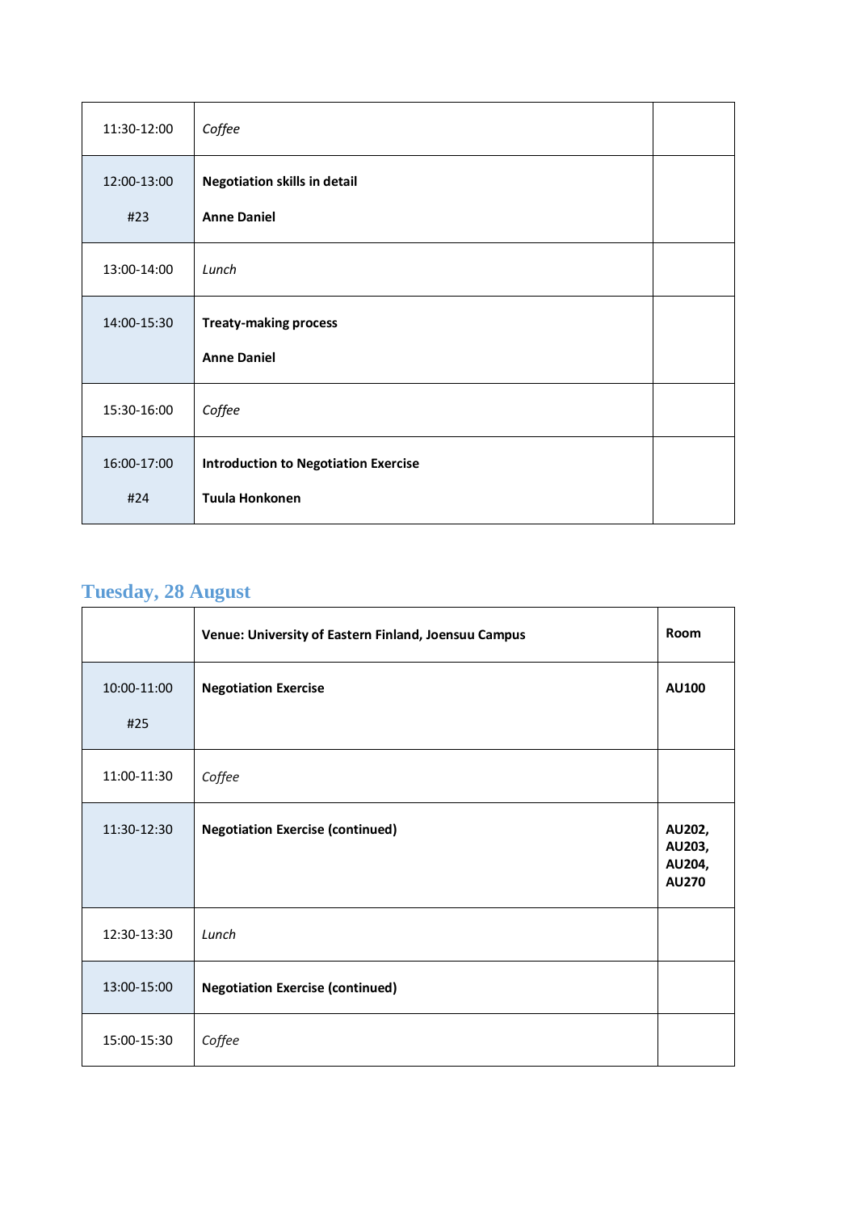| | | |
|---|---|---|
| 11:30-12:00 | *Coffee* | |
| 12:00-13:00<br>#23 | **Negotiation skills in detail**<br>**Anne Daniel** | |
| 13:00-14:00 | *Lunch* | |
| 14:00-15:30 | **Treaty-making process**<br>**Anne Daniel** | |
| 15:30-16:00 | *Coffee* | |
| 16:00-17:00<br>#24 | **Introduction to Negotiation Exercise**<br>**Tuula Honkonen** | |

## Tuesday, 28 August

| | **Venue: University of Eastern Finland, Joensuu Campus** | **Room** |
|---|---|---|
| 10:00-11:00<br>#25 | **Negotiation Exercise** | **AU100** |
| 11:00-11:30 | *Coffee* | |
| 11:30-12:30 | **Negotiation Exercise (continued)** | **AU202, AU203, AU204, AU270** |
| 12:30-13:30 | *Lunch* | |
| 13:00-15:00 | **Negotiation Exercise (continued)** | |
| 15:00-15:30 | *Coffee* | |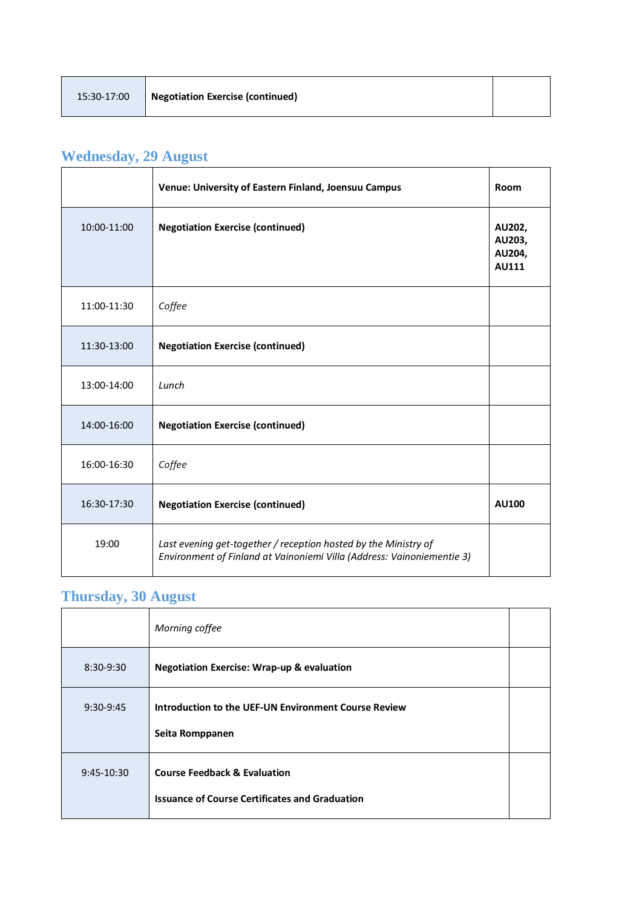| 15:30-17:00 | **Negotiation Exercise (continued)** | |
|---|---|---|

## Wednesday, 29 August

| | **Venue: University of Eastern Finland, Joensuu Campus** | **Room** |
|---|---|---|
| 10:00-11:00 | **Negotiation Exercise (continued)** | **AU202, AU203, AU204, AU111** |
| 11:00-11:30 | *Coffee* | |
| 11:30-13:00 | **Negotiation Exercise (continued)** | |
| 13:00-14:00 | *Lunch* | |
| 14:00-16:00 | **Negotiation Exercise (continued)** | |
| 16:00-16:30 | *Coffee* | |
| 16:30-17:30 | **Negotiation Exercise (continued)** | **AU100** |
| 19:00 | *Last evening get-together / reception hosted by the Ministry of Environment of Finland at Vainoniemi Villa (Address: Vainoniementie 3)* | |

## Thursday, 30 August

| | *Morning coffee* | |
|---|---|---|
| 8:30-9:30 | **Negotiation Exercise: Wrap-up & evaluation** | |
| 9:30-9:45 | **Introduction to the UEF-UN Environment Course Review**<br><br>**Seita Romppanen** | |
| 9:45-10:30 | **Course Feedback & Evaluation**<br><br>**Issuance of Course Certificates and Graduation** | |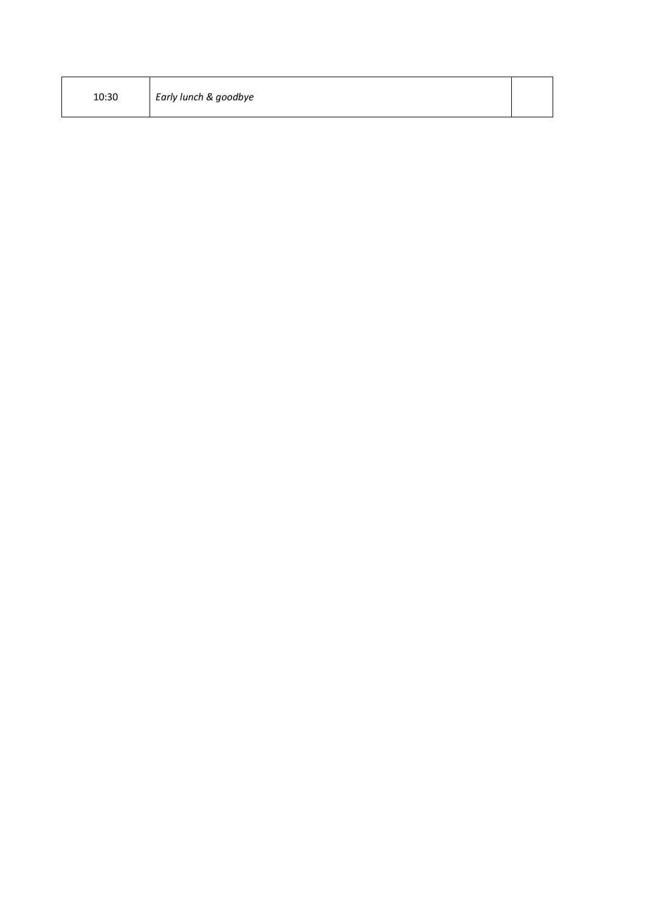| | | |
|---|---|---|
| 10:30 | *Early lunch & goodbye* | |